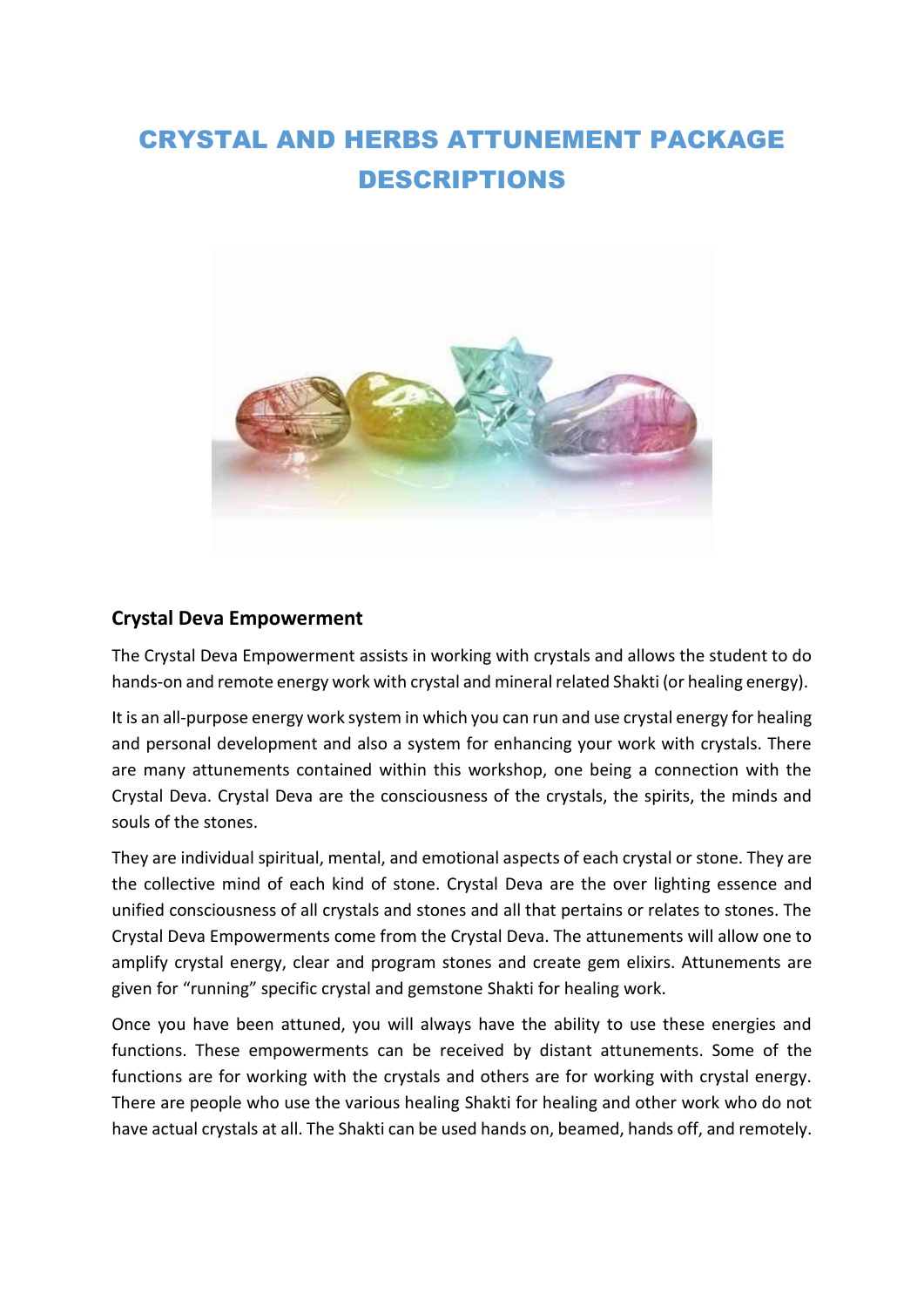# CRYSTAL AND HERBS ATTUNEMENT PACKAGE DESCRIPTIONS

## Crystal Deva Empowerment

The Crystal Deva Empowerment assists in working with crystals and allows the student to do hands-on and remote energy work with crystal and mineral related Shakti (or healing energy).

It is an all-purpose energy work system in which you can run and use crystal energy for healing and personal development and also a system for enhancing your work with crystals. There are many attunements contained within this workshop, one being a connection with the Crystal Deva. Crystal Deva are the consciousness of the crystals, the spirits, the minds and souls of the stones.

They are individual spiritual, mental, and emotional aspects of each crystal or stone. They are the collective mind of each kind of stone. Crystal Deva are the over lighting essence and unified consciousness of all crystals and stones and all that pertains or relates to stones. The Crystal Deva Empowerments come from the Crystal Deva. The attunements will allow one to amplify crystal energy, clear and program stones and create gem elixirs. Attunements are given for "running" specific crystal and gemstone Shakti for healing work.

Once you have been attuned, you will always have the ability to use these energies and functions. These empowerments can be received by distant attunements. Some of the functions are for working with the crystals and others are for working with crystal energy. There are people who use the various healing Shakti for healing and other work who do not have actual crystals at all. The Shakti can be used hands on, beamed, hands off, and remotely.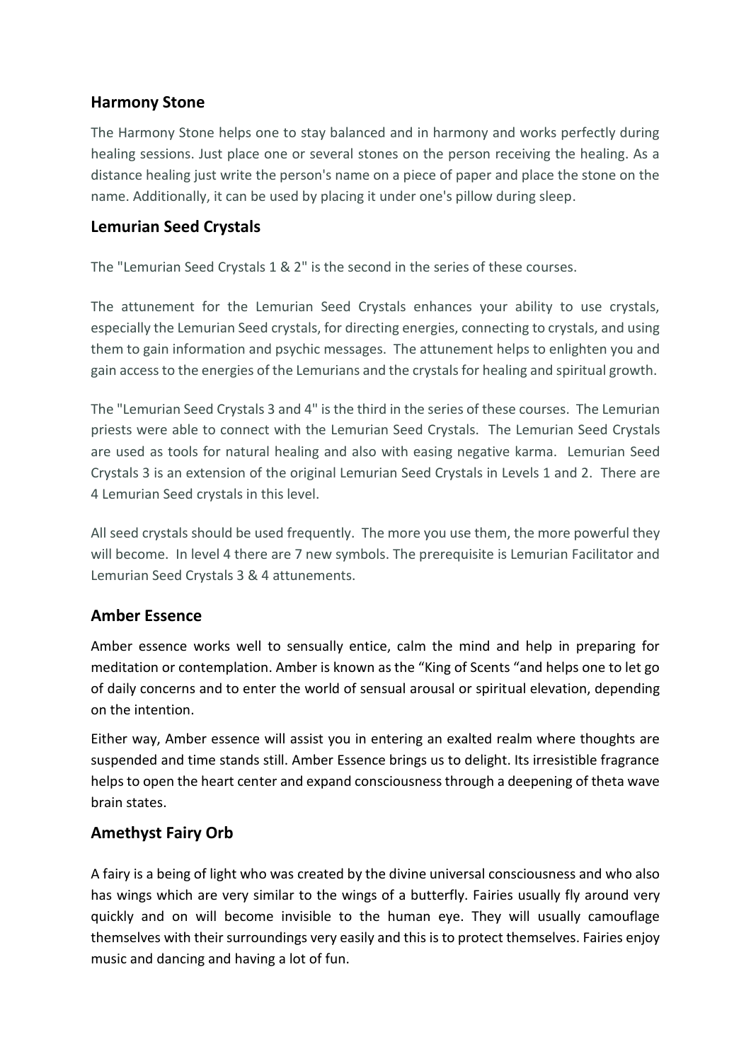## Harmony Stone

The Harmony Stone helps one to stay balanced and in harmony and works perfectly during healing sessions. Just place one or several stones on the person receiving the healing. As a distance healing just write the person's name on a piece of paper and place the stone on the name. Additionally, it can be used by placing it under one's pillow during sleep.

## Lemurian Seed Crystals

The "Lemurian Seed Crystals 1 & 2" is the second in the series of these courses.

The attunement for the Lemurian Seed Crystals enhances your ability to use crystals, especially the Lemurian Seed crystals, for directing energies, connecting to crystals, and using them to gain information and psychic messages. The attunement helps to enlighten you and gain access to the energies of the Lemurians and the crystals for healing and spiritual growth.

The "Lemurian Seed Crystals 3 and 4" is the third in the series of these courses. The Lemurian priests were able to connect with the Lemurian Seed Crystals. The Lemurian Seed Crystals are used as tools for natural healing and also with easing negative karma. Lemurian Seed Crystals 3 is an extension of the original Lemurian Seed Crystals in Levels 1 and 2. There are 4 Lemurian Seed crystals in this level.

All seed crystals should be used frequently. The more you use them, the more powerful they will become. In level 4 there are 7 new symbols. The prerequisite is Lemurian Facilitator and Lemurian Seed Crystals 3 & 4 attunements.

## Amber Essence

Amber essence works well to sensually entice, calm the mind and help in preparing for meditation or contemplation. Amber is known as the "King of Scents "and helps one to let go of daily concerns and to enter the world of sensual arousal or spiritual elevation, depending on the intention.

Either way, Amber essence will assist you in entering an exalted realm where thoughts are suspended and time stands still. Amber Essence brings us to delight. Its irresistible fragrance helps to open the heart center and expand consciousness through a deepening of theta wave brain states.

## Amethyst Fairy Orb

A fairy is a being of light who was created by the divine universal consciousness and who also has wings which are very similar to the wings of a butterfly. Fairies usually fly around very quickly and on will become invisible to the human eye. They will usually camouflage themselves with their surroundings very easily and this is to protect themselves. Fairies enjoy music and dancing and having a lot of fun.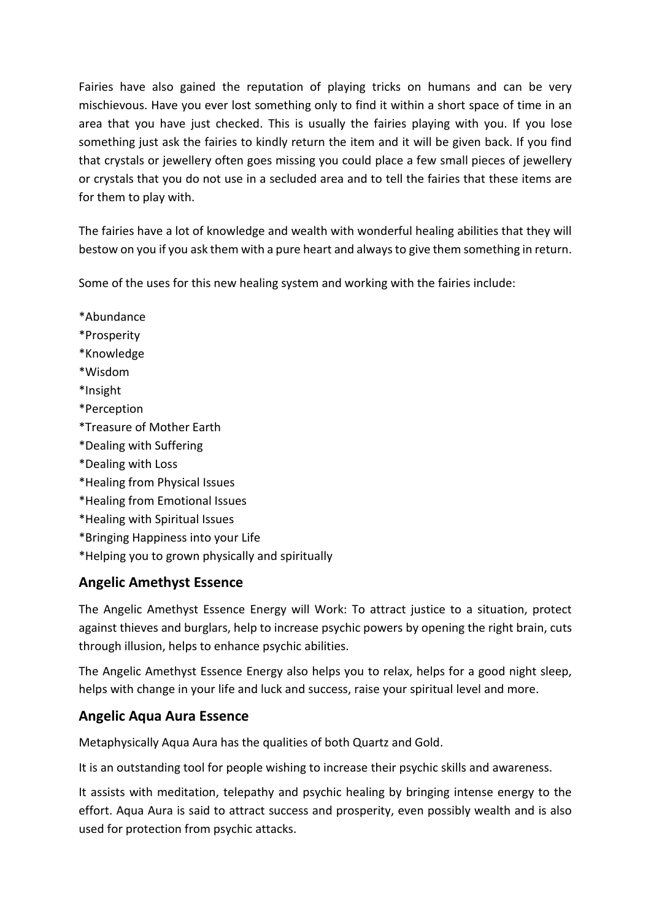Fairies have also gained the reputation of playing tricks on humans and can be very mischievous. Have you ever lost something only to find it within a short space of time in an area that you have just checked. This is usually the fairies playing with you. If you lose something just ask the fairies to kindly return the item and it will be given back. If you find that crystals or jewellery often goes missing you could place a few small pieces of jewellery or crystals that you do not use in a secluded area and to tell the fairies that these items are for them to play with.

The fairies have a lot of knowledge and wealth with wonderful healing abilities that they will bestow on you if you ask them with a pure heart and always to give them something in return.

Some of the uses for this new healing system and working with the fairies include:

*Abundance
*Prosperity
*Knowledge
*Wisdom
*Insight
*Perception
*Treasure of Mother Earth
*Dealing with Suffering
*Dealing with Loss
*Healing from Physical Issues
*Healing from Emotional Issues
*Healing with Spiritual Issues
*Bringing Happiness into your Life
*Helping you to grown physically and spiritually

## Angelic Amethyst Essence

The Angelic Amethyst Essence Energy will Work: To attract justice to a situation, protect against thieves and burglars, help to increase psychic powers by opening the right brain, cuts through illusion, helps to enhance psychic abilities.

The Angelic Amethyst Essence Energy also helps you to relax, helps for a good night sleep, helps with change in your life and luck and success, raise your spiritual level and more.

## Angelic Aqua Aura Essence

Metaphysically Aqua Aura has the qualities of both Quartz and Gold.

It is an outstanding tool for people wishing to increase their psychic skills and awareness.

It assists with meditation, telepathy and psychic healing by bringing intense energy to the effort. Aqua Aura is said to attract success and prosperity, even possibly wealth and is also used for protection from psychic attacks.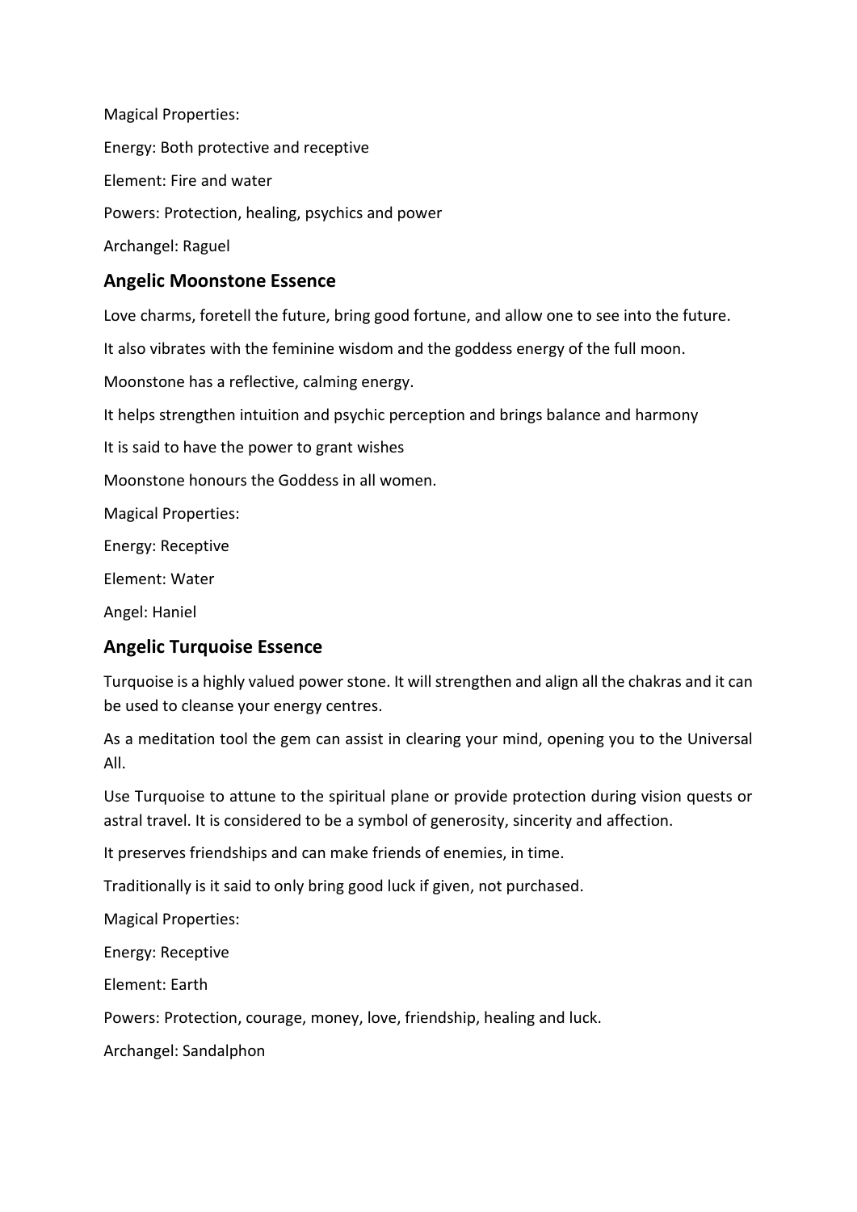Magical Properties:

Energy: Both protective and receptive

Element: Fire and water

Powers: Protection, healing, psychics and power

Archangel: Raguel

### Angelic Moonstone Essence

Love charms, foretell the future, bring good fortune, and allow one to see into the future.

It also vibrates with the feminine wisdom and the goddess energy of the full moon.

Moonstone has a reflective, calming energy.

It helps strengthen intuition and psychic perception and brings balance and harmony

It is said to have the power to grant wishes

Moonstone honours the Goddess in all women.

Magical Properties:

Energy: Receptive

Element: Water

Angel: Haniel

### Angelic Turquoise Essence

Turquoise is a highly valued power stone. It will strengthen and align all the chakras and it can be used to cleanse your energy centres.

As a meditation tool the gem can assist in clearing your mind, opening you to the Universal All.

Use Turquoise to attune to the spiritual plane or provide protection during vision quests or astral travel. It is considered to be a symbol of generosity, sincerity and affection.

It preserves friendships and can make friends of enemies, in time.

Traditionally is it said to only bring good luck if given, not purchased.

Magical Properties:

Energy: Receptive

Element: Earth

Powers: Protection, courage, money, love, friendship, healing and luck.

Archangel: Sandalphon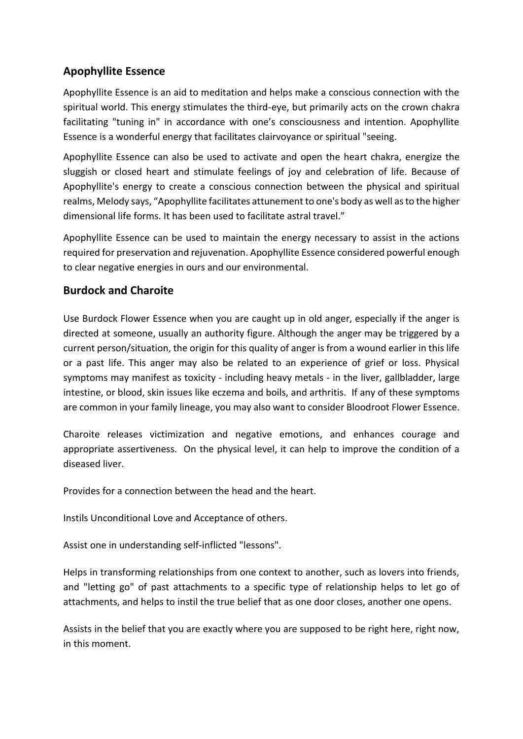## Apophyllite Essence

Apophyllite Essence is an aid to meditation and helps make a conscious connection with the spiritual world. This energy stimulates the third-eye, but primarily acts on the crown chakra facilitating "tuning in" in accordance with one's consciousness and intention. Apophyllite Essence is a wonderful energy that facilitates clairvoyance or spiritual "seeing.

Apophyllite Essence can also be used to activate and open the heart chakra, energize the sluggish or closed heart and stimulate feelings of joy and celebration of life. Because of Apophyllite's energy to create a conscious connection between the physical and spiritual realms, Melody says, "Apophyllite facilitates attunement to one's body as well as to the higher dimensional life forms. It has been used to facilitate astral travel."

Apophyllite Essence can be used to maintain the energy necessary to assist in the actions required for preservation and rejuvenation. Apophyllite Essence considered powerful enough to clear negative energies in ours and our environmental.

## Burdock and Charoite

Use Burdock Flower Essence when you are caught up in old anger, especially if the anger is directed at someone, usually an authority figure. Although the anger may be triggered by a current person/situation, the origin for this quality of anger is from a wound earlier in this life or a past life. This anger may also be related to an experience of grief or loss. Physical symptoms may manifest as toxicity - including heavy metals - in the liver, gallbladder, large intestine, or blood, skin issues like eczema and boils, and arthritis. If any of these symptoms are common in your family lineage, you may also want to consider Bloodroot Flower Essence.

Charoite releases victimization and negative emotions, and enhances courage and appropriate assertiveness. On the physical level, it can help to improve the condition of a diseased liver.

Provides for a connection between the head and the heart.

Instils Unconditional Love and Acceptance of others.

Assist one in understanding self-inflicted "lessons".

Helps in transforming relationships from one context to another, such as lovers into friends, and "letting go" of past attachments to a specific type of relationship helps to let go of attachments, and helps to instil the true belief that as one door closes, another one opens.

Assists in the belief that you are exactly where you are supposed to be right here, right now, in this moment.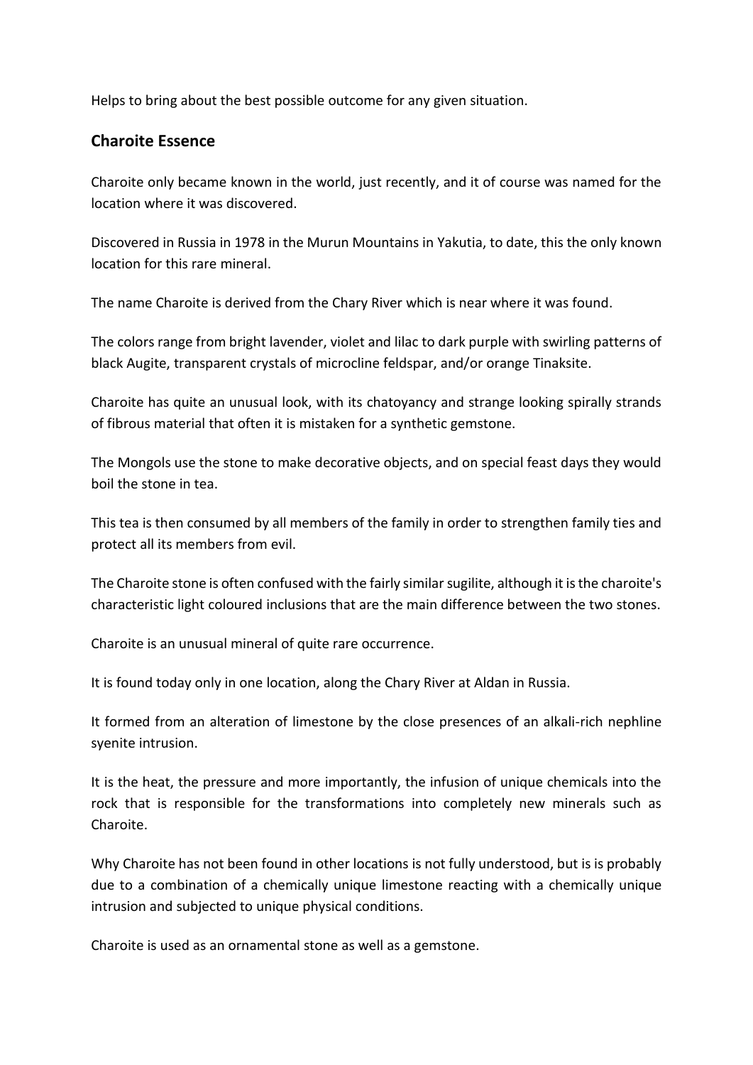Helps to bring about the best possible outcome for any given situation.

## Charoite Essence

Charoite only became known in the world, just recently, and it of course was named for the location where it was discovered.

Discovered in Russia in 1978 in the Murun Mountains in Yakutia, to date, this the only known location for this rare mineral.

The name Charoite is derived from the Chary River which is near where it was found.

The colors range from bright lavender, violet and lilac to dark purple with swirling patterns of black Augite, transparent crystals of microcline feldspar, and/or orange Tinaksite.

Charoite has quite an unusual look, with its chatoyancy and strange looking spirally strands of fibrous material that often it is mistaken for a synthetic gemstone.

The Mongols use the stone to make decorative objects, and on special feast days they would boil the stone in tea.

This tea is then consumed by all members of the family in order to strengthen family ties and protect all its members from evil.

The Charoite stone is often confused with the fairly similar sugilite, although it is the charoite's characteristic light coloured inclusions that are the main difference between the two stones.

Charoite is an unusual mineral of quite rare occurrence.

It is found today only in one location, along the Chary River at Aldan in Russia.

It formed from an alteration of limestone by the close presences of an alkali-rich nephline syenite intrusion.

It is the heat, the pressure and more importantly, the infusion of unique chemicals into the rock that is responsible for the transformations into completely new minerals such as Charoite.

Why Charoite has not been found in other locations is not fully understood, but is is probably due to a combination of a chemically unique limestone reacting with a chemically unique intrusion and subjected to unique physical conditions.

Charoite is used as an ornamental stone as well as a gemstone.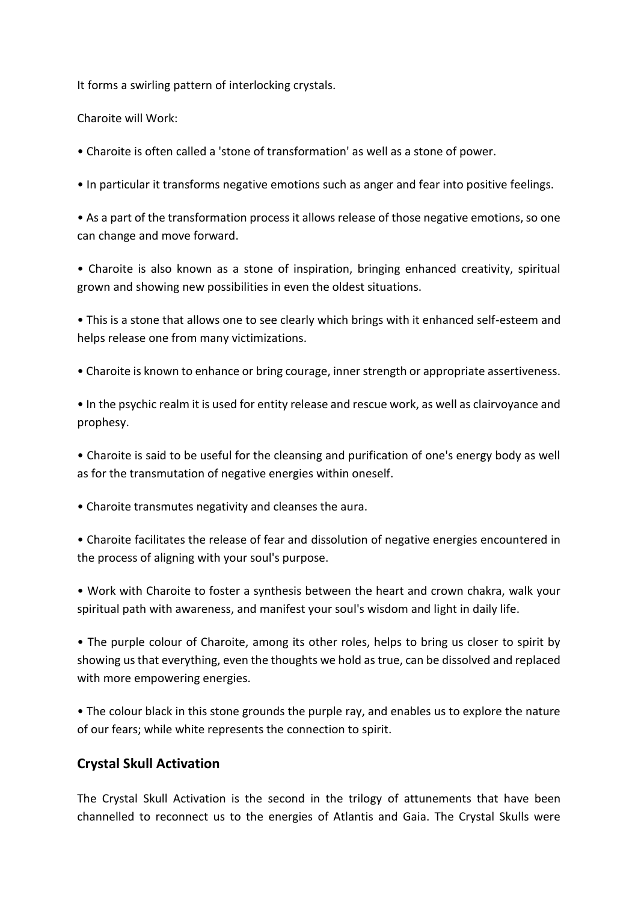It forms a swirling pattern of interlocking crystals.

Charoite will Work:

- Charoite is often called a 'stone of transformation' as well as a stone of power.
- In particular it transforms negative emotions such as anger and fear into positive feelings.
- As a part of the transformation process it allows release of those negative emotions, so one can change and move forward.
- Charoite is also known as a stone of inspiration, bringing enhanced creativity, spiritual grown and showing new possibilities in even the oldest situations.
- This is a stone that allows one to see clearly which brings with it enhanced self-esteem and helps release one from many victimizations.
- Charoite is known to enhance or bring courage, inner strength or appropriate assertiveness.
- In the psychic realm it is used for entity release and rescue work, as well as clairvoyance and prophesy.
- Charoite is said to be useful for the cleansing and purification of one's energy body as well as for the transmutation of negative energies within oneself.
- Charoite transmutes negativity and cleanses the aura.
- Charoite facilitates the release of fear and dissolution of negative energies encountered in the process of aligning with your soul's purpose.
- Work with Charoite to foster a synthesis between the heart and crown chakra, walk your spiritual path with awareness, and manifest your soul's wisdom and light in daily life.
- The purple colour of Charoite, among its other roles, helps to bring us closer to spirit by showing us that everything, even the thoughts we hold as true, can be dissolved and replaced with more empowering energies.
- The colour black in this stone grounds the purple ray, and enables us to explore the nature of our fears; while white represents the connection to spirit.

## Crystal Skull Activation

The Crystal Skull Activation is the second in the trilogy of attunements that have been channelled to reconnect us to the energies of Atlantis and Gaia. The Crystal Skulls were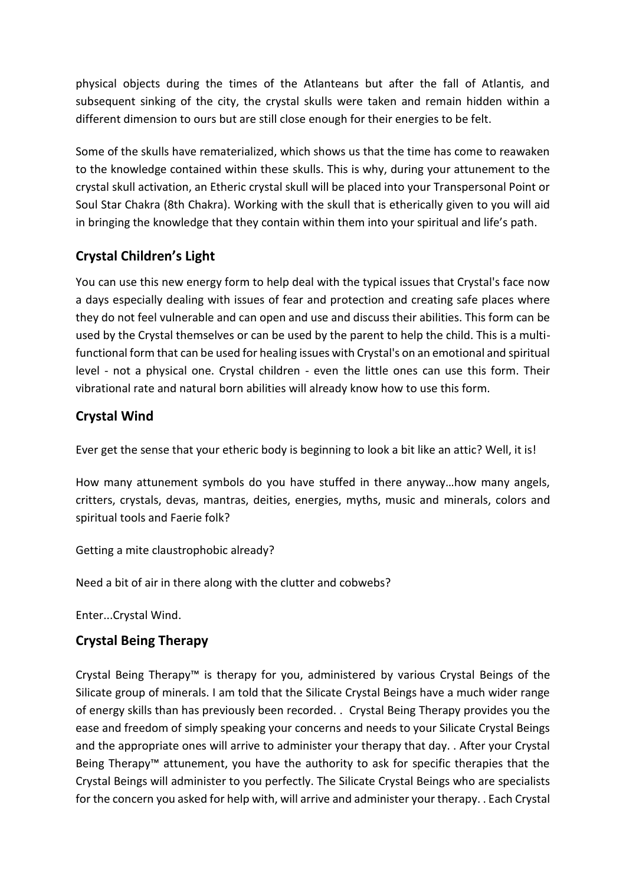physical objects during the times of the Atlanteans but after the fall of Atlantis, and subsequent sinking of the city, the crystal skulls were taken and remain hidden within a different dimension to ours but are still close enough for their energies to be felt.

Some of the skulls have rematerialized, which shows us that the time has come to reawaken to the knowledge contained within these skulls. This is why, during your attunement to the crystal skull activation, an Etheric crystal skull will be placed into your Transpersonal Point or Soul Star Chakra (8th Chakra). Working with the skull that is etherically given to you will aid in bringing the knowledge that they contain within them into your spiritual and life's path.

## Crystal Children's Light

You can use this new energy form to help deal with the typical issues that Crystal's face now a days especially dealing with issues of fear and protection and creating safe places where they do not feel vulnerable and can open and use and discuss their abilities. This form can be used by the Crystal themselves or can be used by the parent to help the child. This is a multi-functional form that can be used for healing issues with Crystal's on an emotional and spiritual level - not a physical one. Crystal children - even the little ones can use this form. Their vibrational rate and natural born abilities will already know how to use this form.

## Crystal Wind

Ever get the sense that your etheric body is beginning to look a bit like an attic? Well, it is!

How many attunement symbols do you have stuffed in there anyway…how many angels, critters, crystals, devas, mantras, deities, energies, myths, music and minerals, colors and spiritual tools and Faerie folk?

Getting a mite claustrophobic already?

Need a bit of air in there along with the clutter and cobwebs?

Enter...Crystal Wind.

## Crystal Being Therapy

Crystal Being Therapy™ is therapy for you, administered by various Crystal Beings of the Silicate group of minerals. I am told that the Silicate Crystal Beings have a much wider range of energy skills than has previously been recorded. . Crystal Being Therapy provides you the ease and freedom of simply speaking your concerns and needs to your Silicate Crystal Beings and the appropriate ones will arrive to administer your therapy that day. . After your Crystal Being Therapy™ attunement, you have the authority to ask for specific therapies that the Crystal Beings will administer to you perfectly. The Silicate Crystal Beings who are specialists for the concern you asked for help with, will arrive and administer your therapy. . Each Crystal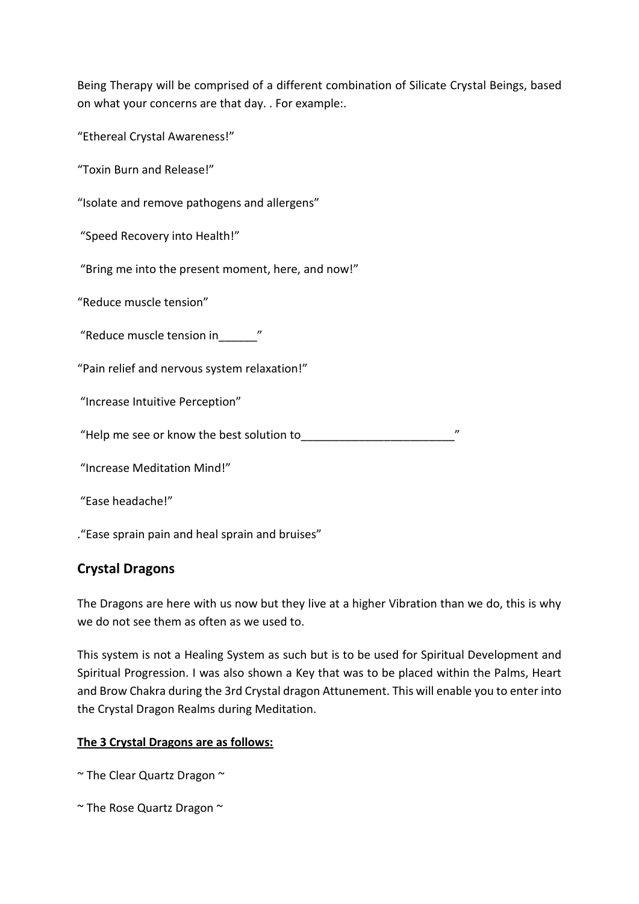Being Therapy will be comprised of a different combination of Silicate Crystal Beings, based on what your concerns are that day. . For example:.

“Ethereal Crystal Awareness!”

“Toxin Burn and Release!”

“Isolate and remove pathogens and allergens”

“Speed Recovery into Health!”

“Bring me into the present moment, here, and now!”

“Reduce muscle tension”

“Reduce muscle tension in______”

“Pain relief and nervous system relaxation!”

“Increase Intuitive Perception”

“Help me see or know the best solution to________________________”

“Increase Meditation Mind!”

“Ease headache!”

.“Ease sprain pain and heal sprain and bruises”

## Crystal Dragons

The Dragons are here with us now but they live at a higher Vibration than we do, this is why we do not see them as often as we used to.

This system is not a Healing System as such but is to be used for Spiritual Development and Spiritual Progression. I was also shown a Key that was to be placed within the Palms, Heart and Brow Chakra during the 3rd Crystal dragon Attunement. This will enable you to enter into the Crystal Dragon Realms during Meditation.

**The 3 Crystal Dragons are as follows:**

~ The Clear Quartz Dragon ~

~ The Rose Quartz Dragon ~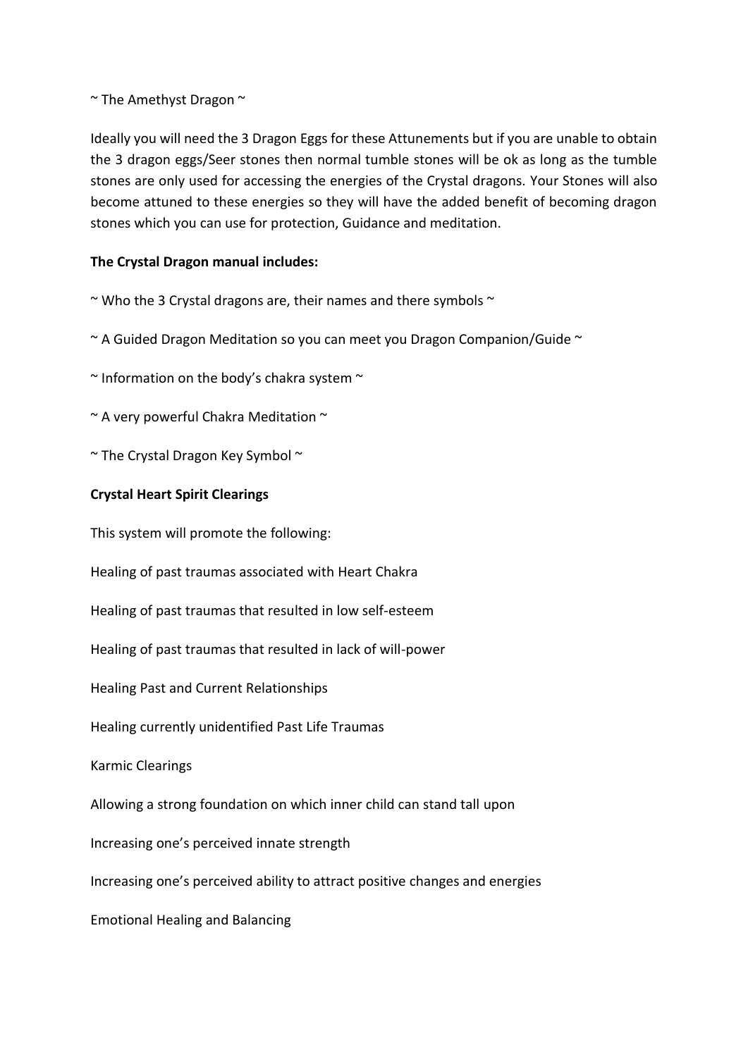~ The Amethyst Dragon ~

Ideally you will need the 3 Dragon Eggs for these Attunements but if you are unable to obtain the 3 dragon eggs/Seer stones then normal tumble stones will be ok as long as the tumble stones are only used for accessing the energies of the Crystal dragons. Your Stones will also become attuned to these energies so they will have the added benefit of becoming dragon stones which you can use for protection, Guidance and meditation.

**The Crystal Dragon manual includes:**

~ Who the 3 Crystal dragons are, their names and there symbols ~

~ A Guided Dragon Meditation so you can meet you Dragon Companion/Guide ~

~ Information on the body's chakra system ~

~ A very powerful Chakra Meditation ~

~ The Crystal Dragon Key Symbol ~

**Crystal Heart Spirit Clearings**

This system will promote the following:

Healing of past traumas associated with Heart Chakra

Healing of past traumas that resulted in low self-esteem

Healing of past traumas that resulted in lack of will-power

Healing Past and Current Relationships

Healing currently unidentified Past Life Traumas

Karmic Clearings

Allowing a strong foundation on which inner child can stand tall upon

Increasing one's perceived innate strength

Increasing one's perceived ability to attract positive changes and energies

Emotional Healing and Balancing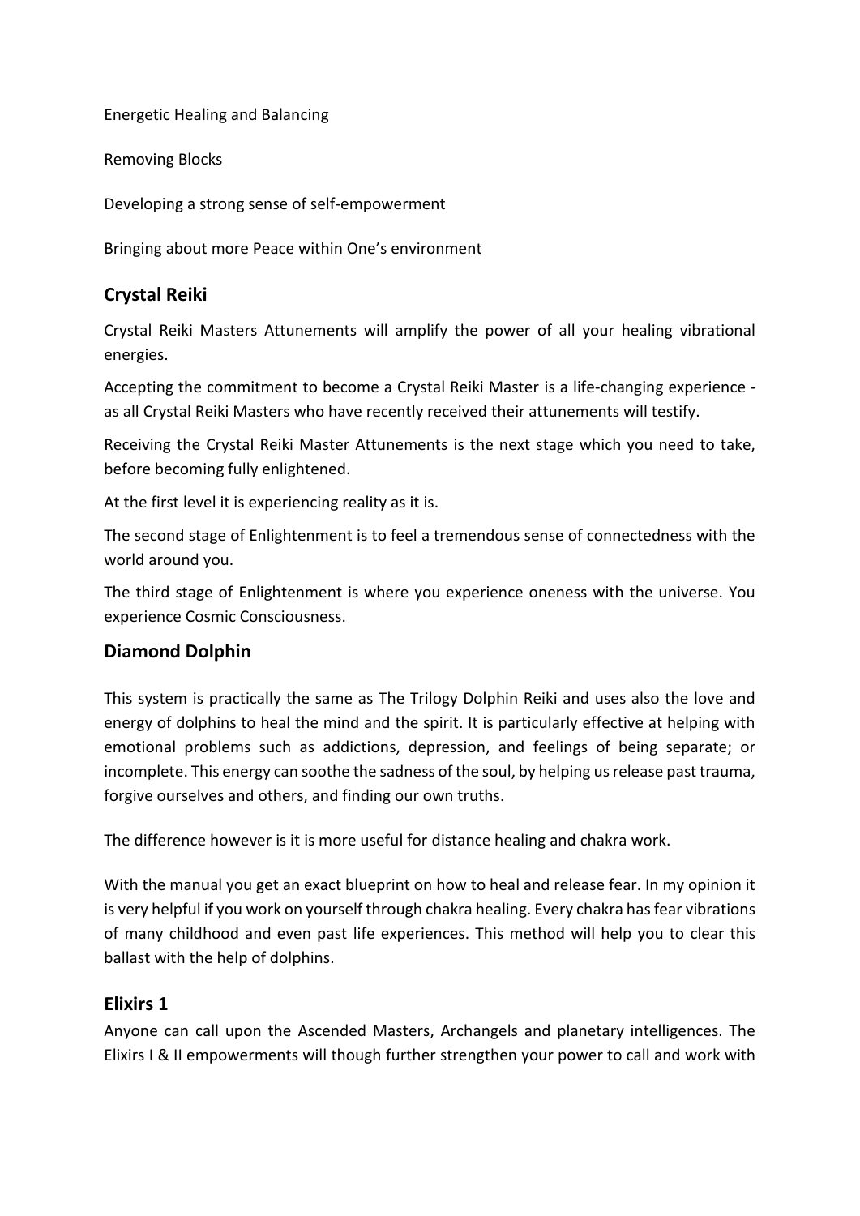Energetic Healing and Balancing

Removing Blocks

Developing a strong sense of self-empowerment

Bringing about more Peace within One's environment

## Crystal Reiki

Crystal Reiki Masters Attunements will amplify the power of all your healing vibrational energies.

Accepting the commitment to become a Crystal Reiki Master is a life-changing experience - as all Crystal Reiki Masters who have recently received their attunements will testify.

Receiving the Crystal Reiki Master Attunements is the next stage which you need to take, before becoming fully enlightened.

At the first level it is experiencing reality as it is.

The second stage of Enlightenment is to feel a tremendous sense of connectedness with the world around you.

The third stage of Enlightenment is where you experience oneness with the universe. You experience Cosmic Consciousness.

## Diamond Dolphin

This system is practically the same as The Trilogy Dolphin Reiki and uses also the love and energy of dolphins to heal the mind and the spirit. It is particularly effective at helping with emotional problems such as addictions, depression, and feelings of being separate; or incomplete. This energy can soothe the sadness of the soul, by helping us release past trauma, forgive ourselves and others, and finding our own truths.

The difference however is it is more useful for distance healing and chakra work.

With the manual you get an exact blueprint on how to heal and release fear. In my opinion it is very helpful if you work on yourself through chakra healing. Every chakra has fear vibrations of many childhood and even past life experiences. This method will help you to clear this ballast with the help of dolphins.

## Elixirs 1

Anyone can call upon the Ascended Masters, Archangels and planetary intelligences. The Elixirs I & II empowerments will though further strengthen your power to call and work with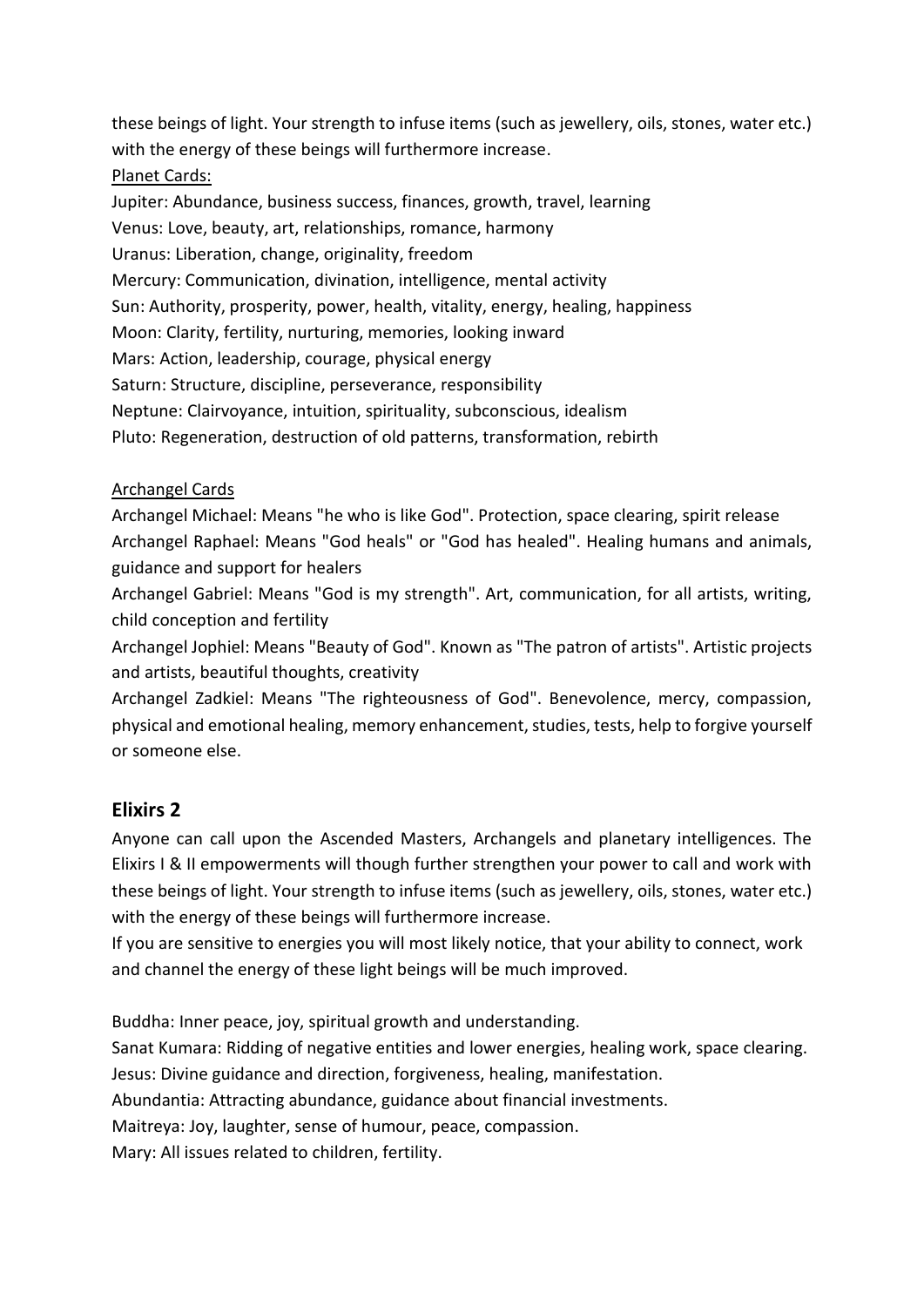these beings of light. Your strength to infuse items (such as jewellery, oils, stones, water etc.) with the energy of these beings will furthermore increase.

Planet Cards:

Jupiter: Abundance, business success, finances, growth, travel, learning
Venus: Love, beauty, art, relationships, romance, harmony
Uranus: Liberation, change, originality, freedom
Mercury: Communication, divination, intelligence, mental activity
Sun: Authority, prosperity, power, health, vitality, energy, healing, happiness
Moon: Clarity, fertility, nurturing, memories, looking inward
Mars: Action, leadership, courage, physical energy
Saturn: Structure, discipline, perseverance, responsibility
Neptune: Clairvoyance, intuition, spirituality, subconscious, idealism
Pluto: Regeneration, destruction of old patterns, transformation, rebirth

Archangel Cards

Archangel Michael: Means "he who is like God". Protection, space clearing, spirit release
Archangel Raphael: Means "God heals" or "God has healed". Healing humans and animals, guidance and support for healers
Archangel Gabriel: Means "God is my strength". Art, communication, for all artists, writing, child conception and fertility
Archangel Jophiel: Means "Beauty of God". Known as "The patron of artists". Artistic projects and artists, beautiful thoughts, creativity
Archangel Zadkiel: Means "The righteousness of God". Benevolence, mercy, compassion, physical and emotional healing, memory enhancement, studies, tests, help to forgive yourself or someone else.

## Elixirs 2

Anyone can call upon the Ascended Masters, Archangels and planetary intelligences. The Elixirs I & II empowerments will though further strengthen your power to call and work with these beings of light. Your strength to infuse items (such as jewellery, oils, stones, water etc.) with the energy of these beings will furthermore increase.
If you are sensitive to energies you will most likely notice, that your ability to connect, work and channel the energy of these light beings will be much improved.

Buddha: Inner peace, joy, spiritual growth and understanding.
Sanat Kumara: Ridding of negative entities and lower energies, healing work, space clearing.
Jesus: Divine guidance and direction, forgiveness, healing, manifestation.
Abundantia: Attracting abundance, guidance about financial investments.
Maitreya: Joy, laughter, sense of humour, peace, compassion.
Mary: All issues related to children, fertility.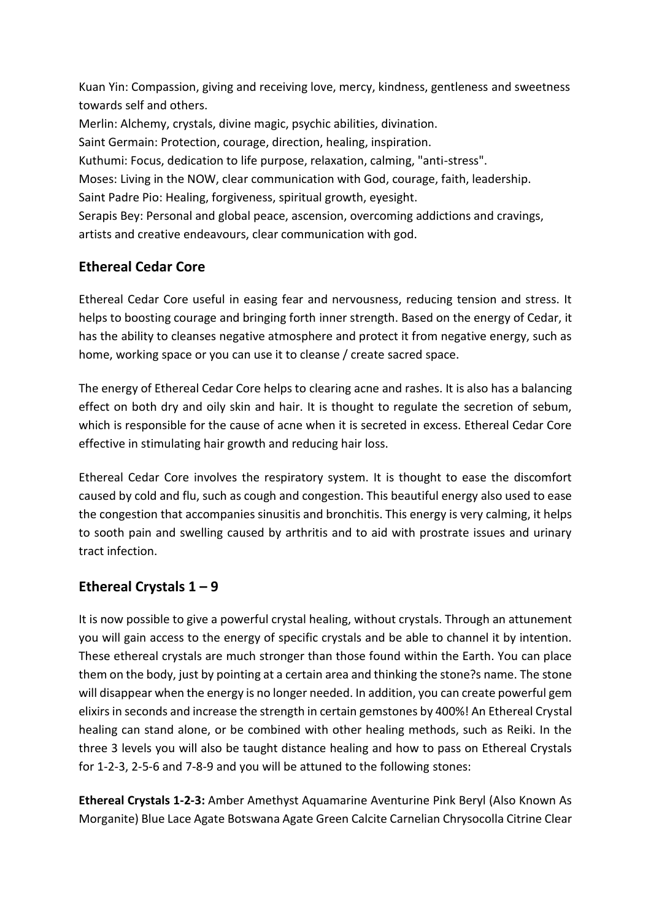Kuan Yin: Compassion, giving and receiving love, mercy, kindness, gentleness and sweetness towards self and others.
Merlin: Alchemy, crystals, divine magic, psychic abilities, divination.
Saint Germain: Protection, courage, direction, healing, inspiration.
Kuthumi: Focus, dedication to life purpose, relaxation, calming, "anti-stress".
Moses: Living in the NOW, clear communication with God, courage, faith, leadership.
Saint Padre Pio: Healing, forgiveness, spiritual growth, eyesight.
Serapis Bey: Personal and global peace, ascension, overcoming addictions and cravings, artists and creative endeavours, clear communication with god.

## Ethereal Cedar Core

Ethereal Cedar Core useful in easing fear and nervousness, reducing tension and stress. It helps to boosting courage and bringing forth inner strength. Based on the energy of Cedar, it has the ability to cleanses negative atmosphere and protect it from negative energy, such as home, working space or you can use it to cleanse / create sacred space.

The energy of Ethereal Cedar Core helps to clearing acne and rashes. It is also has a balancing effect on both dry and oily skin and hair. It is thought to regulate the secretion of sebum, which is responsible for the cause of acne when it is secreted in excess. Ethereal Cedar Core effective in stimulating hair growth and reducing hair loss.

Ethereal Cedar Core involves the respiratory system. It is thought to ease the discomfort caused by cold and flu, such as cough and congestion. This beautiful energy also used to ease the congestion that accompanies sinusitis and bronchitis. This energy is very calming, it helps to sooth pain and swelling caused by arthritis and to aid with prostrate issues and urinary tract infection.

## Ethereal Crystals 1 – 9

It is now possible to give a powerful crystal healing, without crystals. Through an attunement you will gain access to the energy of specific crystals and be able to channel it by intention. These ethereal crystals are much stronger than those found within the Earth. You can place them on the body, just by pointing at a certain area and thinking the stone?s name. The stone will disappear when the energy is no longer needed. In addition, you can create powerful gem elixirs in seconds and increase the strength in certain gemstones by 400%! An Ethereal Crystal healing can stand alone, or be combined with other healing methods, such as Reiki. In the three 3 levels you will also be taught distance healing and how to pass on Ethereal Crystals for 1-2-3, 2-5-6 and 7-8-9 and you will be attuned to the following stones:

**Ethereal Crystals 1-2-3:** Amber Amethyst Aquamarine Aventurine Pink Beryl (Also Known As Morganite) Blue Lace Agate Botswana Agate Green Calcite Carnelian Chrysocolla Citrine Clear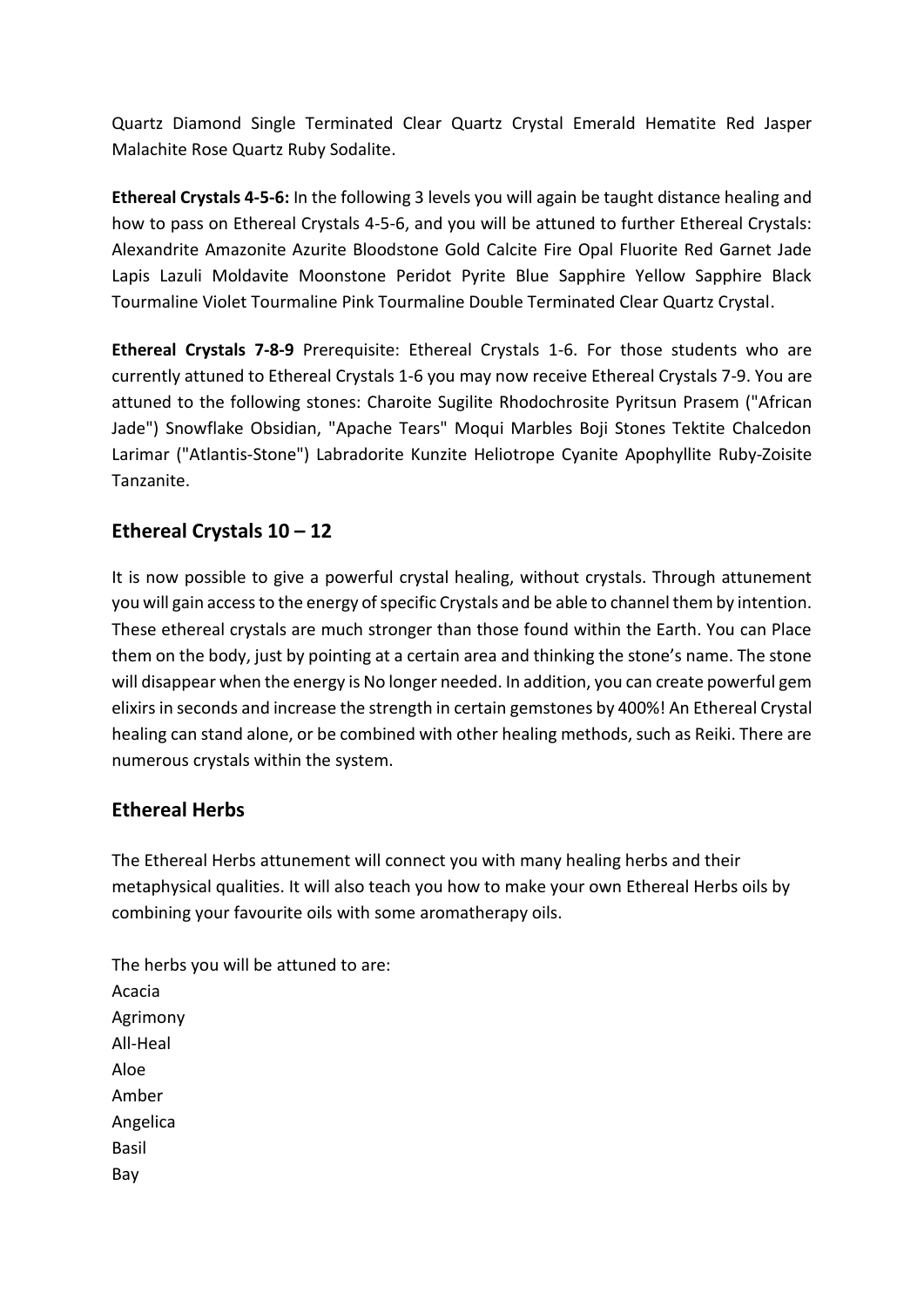Quartz Diamond Single Terminated Clear Quartz Crystal Emerald Hematite Red Jasper Malachite Rose Quartz Ruby Sodalite.

**Ethereal Crystals 4-5-6:** In the following 3 levels you will again be taught distance healing and how to pass on Ethereal Crystals 4-5-6, and you will be attuned to further Ethereal Crystals: Alexandrite Amazonite Azurite Bloodstone Gold Calcite Fire Opal Fluorite Red Garnet Jade Lapis Lazuli Moldavite Moonstone Peridot Pyrite Blue Sapphire Yellow Sapphire Black Tourmaline Violet Tourmaline Pink Tourmaline Double Terminated Clear Quartz Crystal.

**Ethereal Crystals 7-8-9** Prerequisite: Ethereal Crystals 1-6. For those students who are currently attuned to Ethereal Crystals 1-6 you may now receive Ethereal Crystals 7-9. You are attuned to the following stones: Charoite Sugilite Rhodochrosite Pyritsun Prasem ("African Jade") Snowflake Obsidian, "Apache Tears" Moqui Marbles Boji Stones Tektite Chalcedon Larimar ("Atlantis-Stone") Labradorite Kunzite Heliotrope Cyanite Apophyllite Ruby-Zoisite Tanzanite.

## Ethereal Crystals 10 – 12

It is now possible to give a powerful crystal healing, without crystals. Through attunement you will gain access to the energy of specific Crystals and be able to channel them by intention. These ethereal crystals are much stronger than those found within the Earth. You can Place them on the body, just by pointing at a certain area and thinking the stone's name. The stone will disappear when the energy is No longer needed. In addition, you can create powerful gem elixirs in seconds and increase the strength in certain gemstones by 400%! An Ethereal Crystal healing can stand alone, or be combined with other healing methods, such as Reiki. There are numerous crystals within the system.

## Ethereal Herbs

The Ethereal Herbs attunement will connect you with many healing herbs and their metaphysical qualities. It will also teach you how to make your own Ethereal Herbs oils by combining your favourite oils with some aromatherapy oils.

The herbs you will be attuned to are:
Acacia
Agrimony
All-Heal
Aloe
Amber
Angelica
Basil
Bay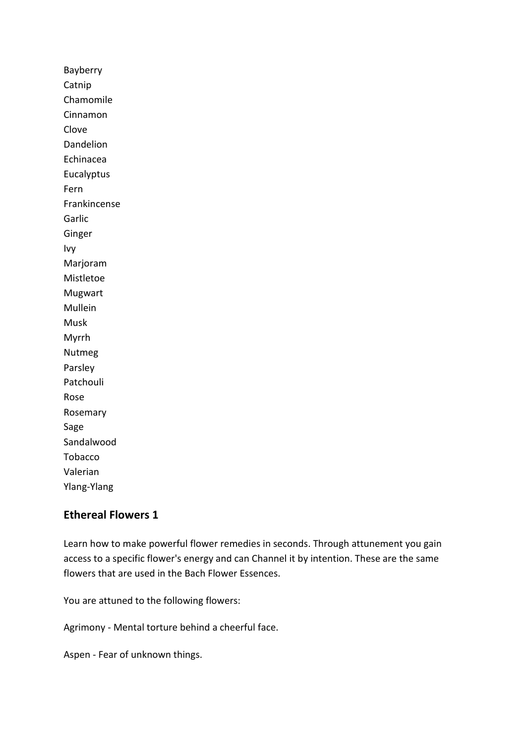Bayberry
Catnip
Chamomile
Cinnamon
Clove
Dandelion
Echinacea
Eucalyptus
Fern
Frankincense
Garlic
Ginger
Ivy
Marjoram
Mistletoe
Mugwart
Mullein
Musk
Myrrh
Nutmeg
Parsley
Patchouli
Rose
Rosemary
Sage
Sandalwood
Tobacco
Valerian
Ylang-Ylang

## Ethereal Flowers 1

Learn how to make powerful flower remedies in seconds. Through attunement you gain access to a specific flower's energy and can Channel it by intention. These are the same flowers that are used in the Bach Flower Essences.

You are attuned to the following flowers:

Agrimony - Mental torture behind a cheerful face.

Aspen - Fear of unknown things.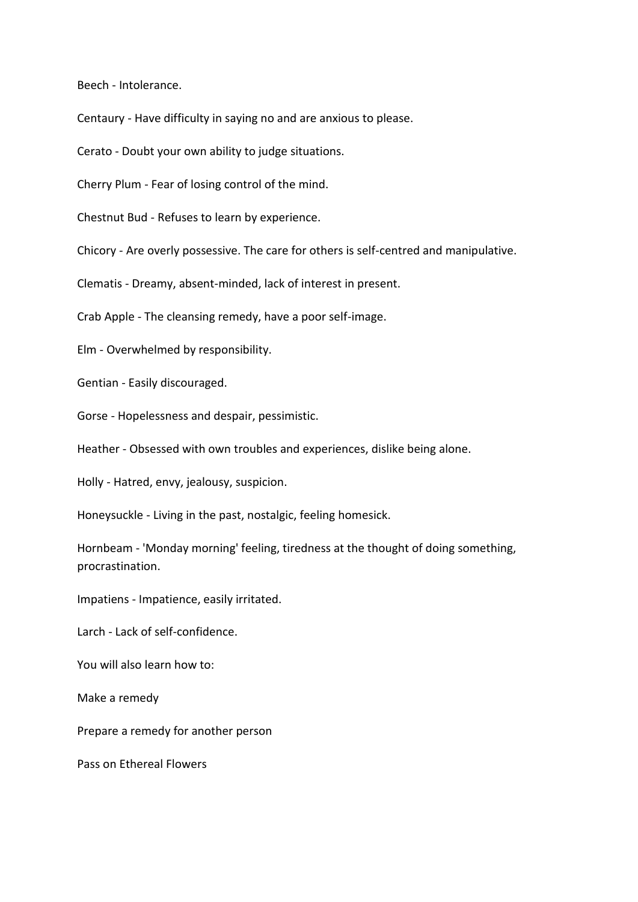Beech - Intolerance.

Centaury - Have difficulty in saying no and are anxious to please.

Cerato - Doubt your own ability to judge situations.

Cherry Plum - Fear of losing control of the mind.

Chestnut Bud - Refuses to learn by experience.

Chicory - Are overly possessive. The care for others is self-centred and manipulative.

Clematis - Dreamy, absent-minded, lack of interest in present.

Crab Apple - The cleansing remedy, have a poor self-image.

Elm - Overwhelmed by responsibility.

Gentian - Easily discouraged.

Gorse - Hopelessness and despair, pessimistic.

Heather - Obsessed with own troubles and experiences, dislike being alone.

Holly - Hatred, envy, jealousy, suspicion.

Honeysuckle - Living in the past, nostalgic, feeling homesick.

Hornbeam - 'Monday morning' feeling, tiredness at the thought of doing something, procrastination.

Impatiens - Impatience, easily irritated.

Larch - Lack of self-confidence.

You will also learn how to:

Make a remedy

Prepare a remedy for another person

Pass on Ethereal Flowers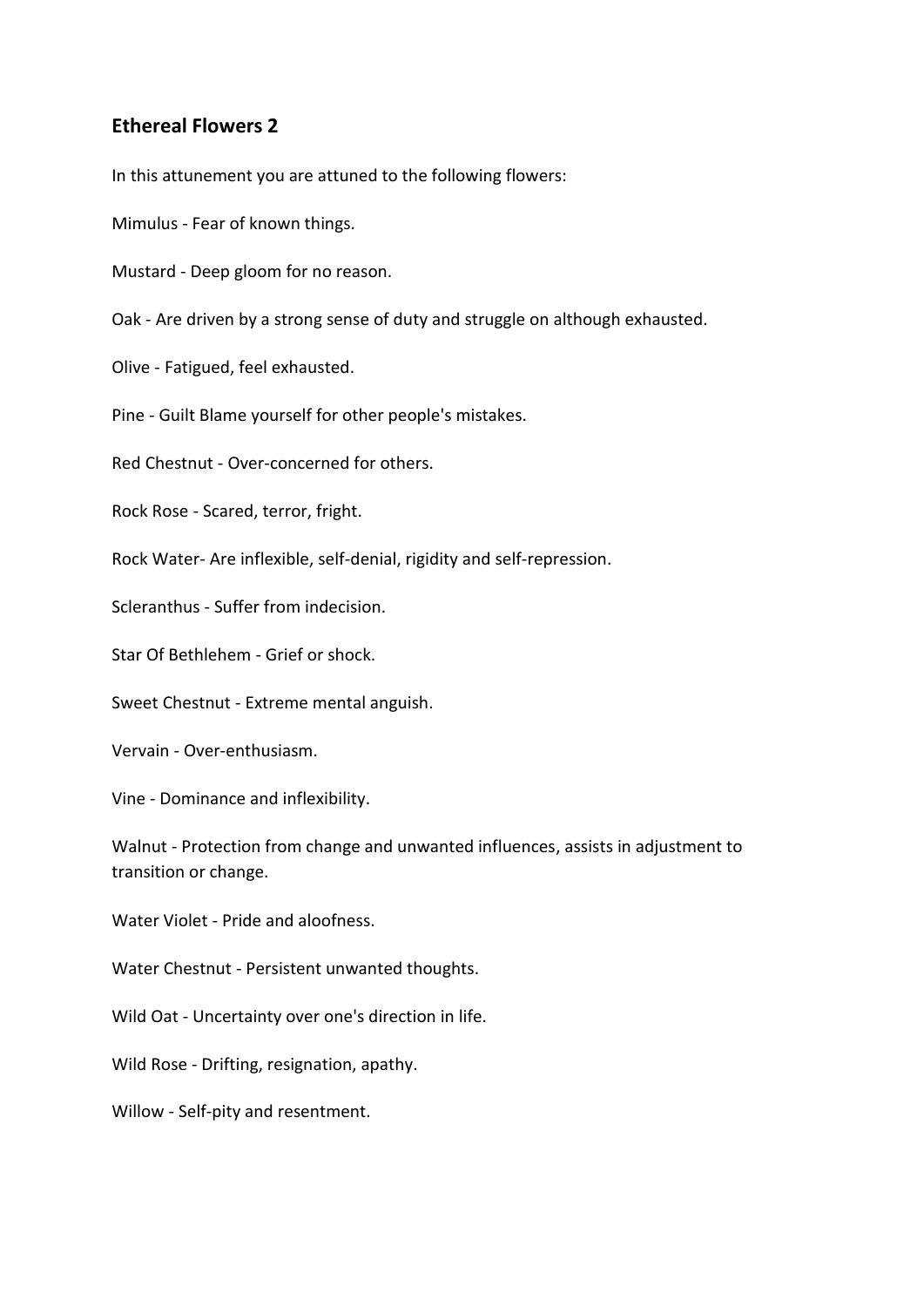## Ethereal Flowers 2

In this attunement you are attuned to the following flowers:

Mimulus - Fear of known things.

Mustard - Deep gloom for no reason.

Oak - Are driven by a strong sense of duty and struggle on although exhausted.

Olive - Fatigued, feel exhausted.

Pine - Guilt Blame yourself for other people's mistakes.

Red Chestnut - Over-concerned for others.

Rock Rose - Scared, terror, fright.

Rock Water- Are inflexible, self-denial, rigidity and self-repression.

Scleranthus - Suffer from indecision.

Star Of Bethlehem - Grief or shock.

Sweet Chestnut - Extreme mental anguish.

Vervain - Over-enthusiasm.

Vine - Dominance and inflexibility.

Walnut - Protection from change and unwanted influences, assists in adjustment to transition or change.

Water Violet - Pride and aloofness.

Water Chestnut - Persistent unwanted thoughts.

Wild Oat - Uncertainty over one's direction in life.

Wild Rose - Drifting, resignation, apathy.

Willow - Self-pity and resentment.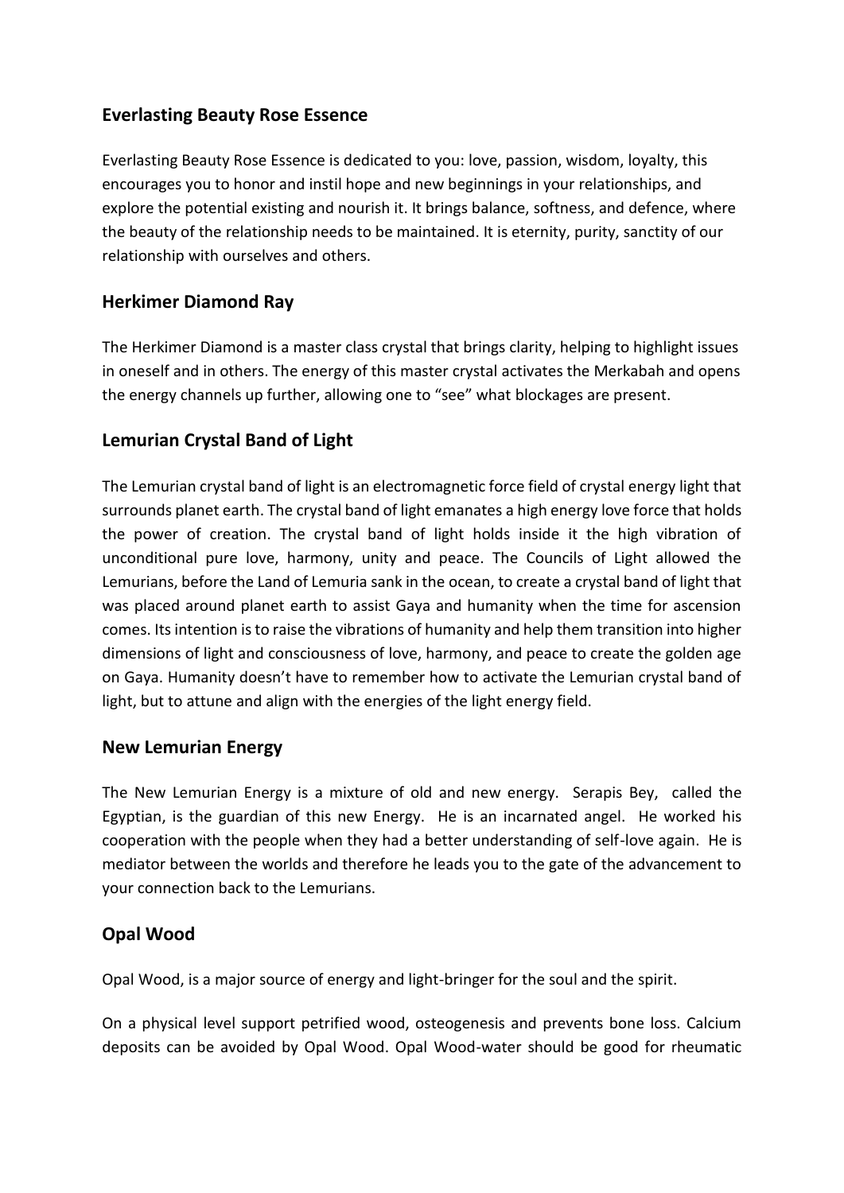## Everlasting Beauty Rose Essence

Everlasting Beauty Rose Essence is dedicated to you: love, passion, wisdom, loyalty, this encourages you to honor and instil hope and new beginnings in your relationships, and explore the potential existing and nourish it. It brings balance, softness, and defence, where the beauty of the relationship needs to be maintained. It is eternity, purity, sanctity of our relationship with ourselves and others.

## Herkimer Diamond Ray

The Herkimer Diamond is a master class crystal that brings clarity, helping to highlight issues in oneself and in others. The energy of this master crystal activates the Merkabah and opens the energy channels up further, allowing one to "see" what blockages are present.

## Lemurian Crystal Band of Light

The Lemurian crystal band of light is an electromagnetic force field of crystal energy light that surrounds planet earth. The crystal band of light emanates a high energy love force that holds the power of creation. The crystal band of light holds inside it the high vibration of unconditional pure love, harmony, unity and peace. The Councils of Light allowed the Lemurians, before the Land of Lemuria sank in the ocean, to create a crystal band of light that was placed around planet earth to assist Gaya and humanity when the time for ascension comes. Its intention is to raise the vibrations of humanity and help them transition into higher dimensions of light and consciousness of love, harmony, and peace to create the golden age on Gaya. Humanity doesn't have to remember how to activate the Lemurian crystal band of light, but to attune and align with the energies of the light energy field.

## New Lemurian Energy

The New Lemurian Energy is a mixture of old and new energy. Serapis Bey, called the Egyptian, is the guardian of this new Energy. He is an incarnated angel. He worked his cooperation with the people when they had a better understanding of self-love again. He is mediator between the worlds and therefore he leads you to the gate of the advancement to your connection back to the Lemurians.

## Opal Wood

Opal Wood, is a major source of energy and light-bringer for the soul and the spirit.

On a physical level support petrified wood, osteogenesis and prevents bone loss. Calcium deposits can be avoided by Opal Wood. Opal Wood-water should be good for rheumatic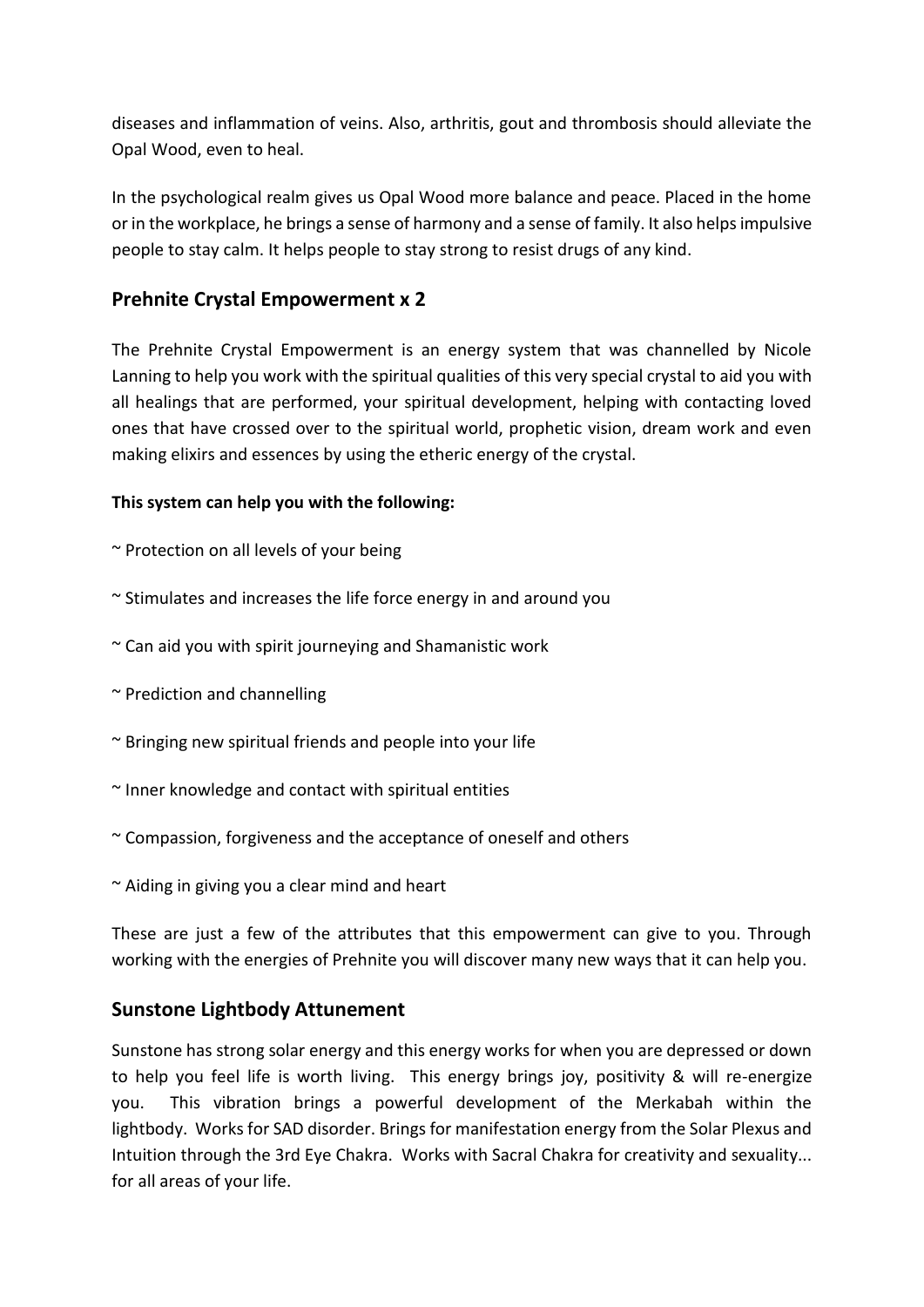diseases and inflammation of veins. Also, arthritis, gout and thrombosis should alleviate the Opal Wood, even to heal.

In the psychological realm gives us Opal Wood more balance and peace. Placed in the home or in the workplace, he brings a sense of harmony and a sense of family. It also helps impulsive people to stay calm. It helps people to stay strong to resist drugs of any kind.

## Prehnite Crystal Empowerment x 2

The Prehnite Crystal Empowerment is an energy system that was channelled by Nicole Lanning to help you work with the spiritual qualities of this very special crystal to aid you with all healings that are performed, your spiritual development, helping with contacting loved ones that have crossed over to the spiritual world, prophetic vision, dream work and even making elixirs and essences by using the etheric energy of the crystal.

**This system can help you with the following:**

~ Protection on all levels of your being

~ Stimulates and increases the life force energy in and around you

~ Can aid you with spirit journeying and Shamanistic work

~ Prediction and channelling

~ Bringing new spiritual friends and people into your life

~ Inner knowledge and contact with spiritual entities

~ Compassion, forgiveness and the acceptance of oneself and others

~ Aiding in giving you a clear mind and heart

These are just a few of the attributes that this empowerment can give to you. Through working with the energies of Prehnite you will discover many new ways that it can help you.

## Sunstone Lightbody Attunement

Sunstone has strong solar energy and this energy works for when you are depressed or down to help you feel life is worth living. This energy brings joy, positivity & will re-energize you. This vibration brings a powerful development of the Merkabah within the lightbody. Works for SAD disorder. Brings for manifestation energy from the Solar Plexus and Intuition through the 3rd Eye Chakra. Works with Sacral Chakra for creativity and sexuality... for all areas of your life.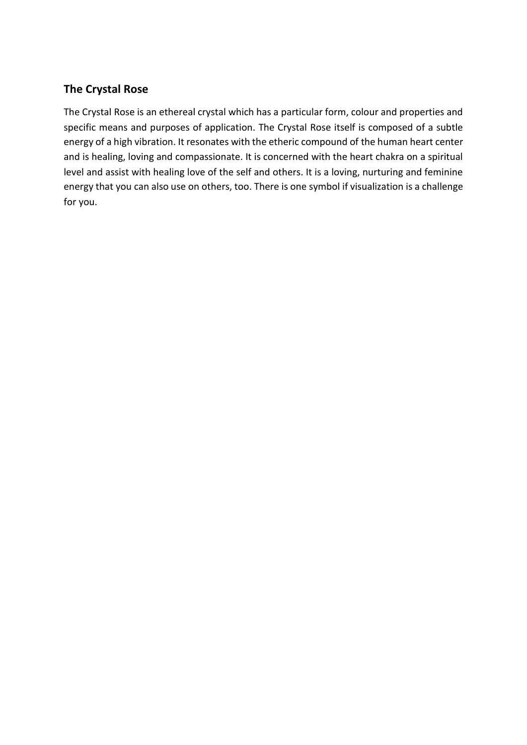### The Crystal Rose

The Crystal Rose is an ethereal crystal which has a particular form, colour and properties and specific means and purposes of application. The Crystal Rose itself is composed of a subtle energy of a high vibration. It resonates with the etheric compound of the human heart center and is healing, loving and compassionate. It is concerned with the heart chakra on a spiritual level and assist with healing love of the self and others. It is a loving, nurturing and feminine energy that you can also use on others, too. There is one symbol if visualization is a challenge for you.